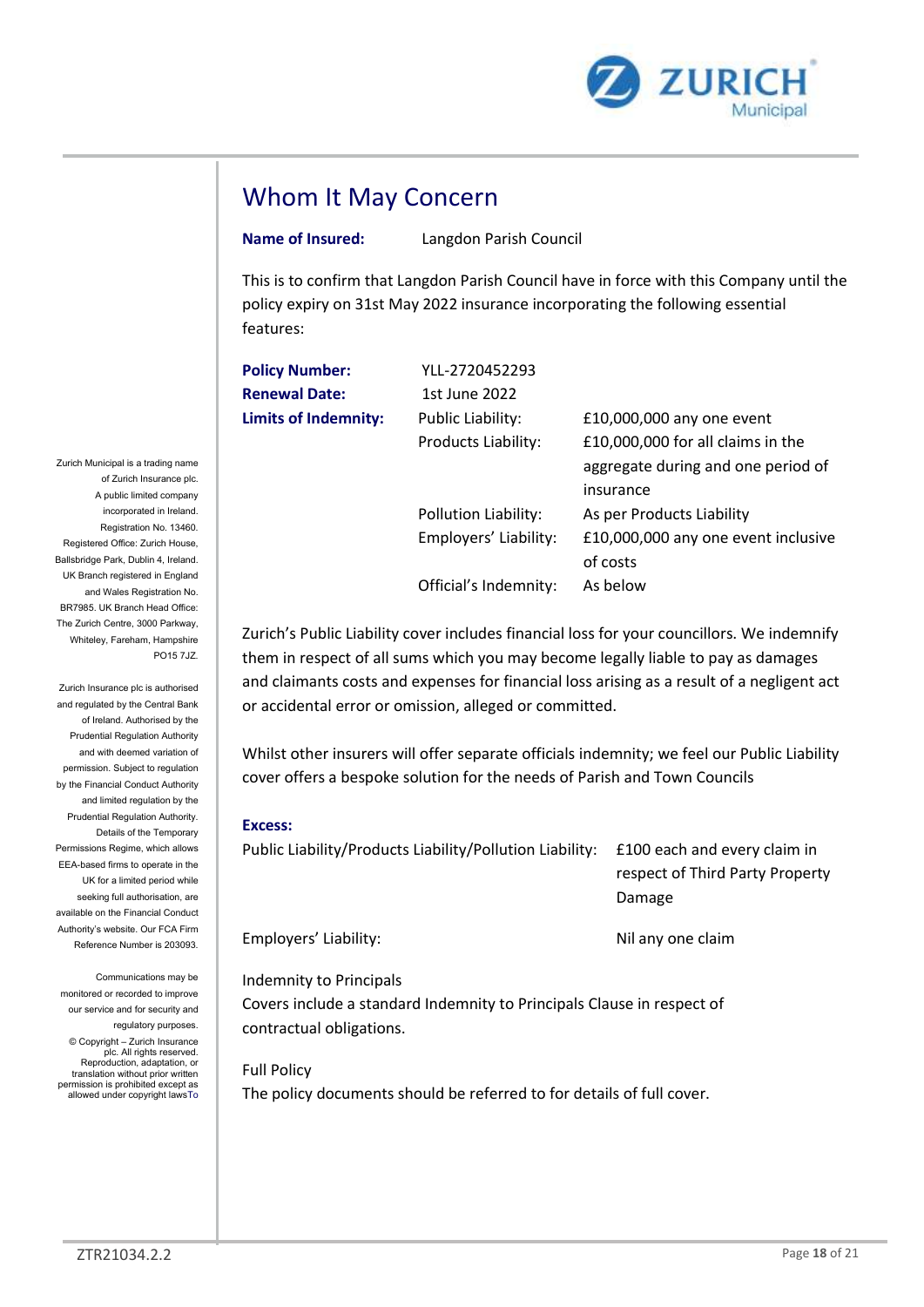# Whom It May Concern

**Name of Insured:** Langdon Parish Council

This is to confirm that Langdon Parish Council have in force with this Company until the policy expiry on 31st May 2022 insurance incorporating the following essential features:

| | | |
|---|---|---|
| **Policy Number:** | YLL-2720452293 | |
| **Renewal Date:** | 1st June 2022 | |
| **Limits of Indemnity:** | Public Liability: | £10,000,000 any one event |
| | Products Liability: | £10,000,000 for all claims in the aggregate during and one period of insurance |
| | Pollution Liability: | As per Products Liability |
| | Employers' Liability: | £10,000,000 any one event inclusive of costs |
| | Official's Indemnity: | As below |

Zurich's Public Liability cover includes financial loss for your councillors. We indemnify them in respect of all sums which you may become legally liable to pay as damages and claimants costs and expenses for financial loss arising as a result of a negligent act or accidental error or omission, alleged or committed.

Whilst other insurers will offer separate officials indemnity; we feel our Public Liability cover offers a bespoke solution for the needs of Parish and Town Councils

**Excess:**

| | |
|---|---|
| Public Liability/Products Liability/Pollution Liability: | £100 each and every claim in respect of Third Party Property Damage |
| Employers' Liability: | Nil any one claim |

Indemnity to Principals

Covers include a standard Indemnity to Principals Clause in respect of contractual obligations.

Full Policy

The policy documents should be referred to for details of full cover.

Zurich Municipal is a trading name of Zurich Insurance plc. A public limited company incorporated in Ireland. Registration No. 13460. Registered Office: Zurich House, Ballsbridge Park, Dublin 4, Ireland. UK Branch registered in England and Wales Registration No. BR7985. UK Branch Head Office: The Zurich Centre, 3000 Parkway, Whiteley, Fareham, Hampshire PO15 7JZ.

Zurich Insurance plc is authorised and regulated by the Central Bank of Ireland. Authorised by the Prudential Regulation Authority and with deemed variation of permission. Subject to regulation by the Financial Conduct Authority and limited regulation by the Prudential Regulation Authority. Details of the Temporary Permissions Regime, which allows EEA-based firms to operate in the UK for a limited period while seeking full authorisation, are available on the Financial Conduct Authority's website. Our FCA Firm Reference Number is 203093.

Communications may be monitored or recorded to improve our service and for security and regulatory purposes.

© Copyright – Zurich Insurance plc. All rights reserved. Reproduction, adaptation, or translation without prior written permission is prohibited except as allowed under copyright lawsTo

ZTR21034.2.2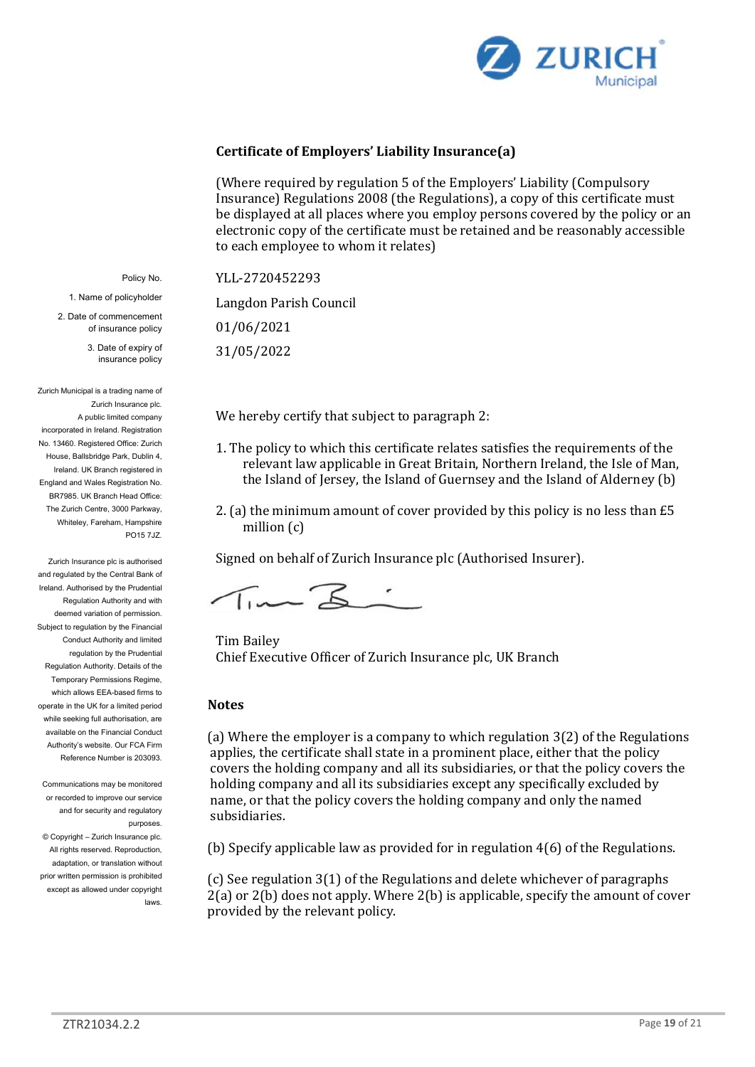ZURICH Municipal

## Certificate of Employers' Liability Insurance(a)

(Where required by regulation 5 of the Employers' Liability (Compulsory Insurance) Regulations 2008 (the Regulations), a copy of this certificate must be displayed at all places where you employ persons covered by the policy or an electronic copy of the certificate must be retained and be reasonably accessible to each employee to whom it relates)

| | |
|---|---|
| Policy No. | YLL-2720452293 |
| 1. Name of policyholder | Langdon Parish Council |
| 2. Date of commencement of insurance policy | 01/06/2021 |
| 3. Date of expiry of insurance policy | 31/05/2022 |

We hereby certify that subject to paragraph 2:

1. The policy to which this certificate relates satisfies the requirements of the relevant law applicable in Great Britain, Northern Ireland, the Isle of Man, the Island of Jersey, the Island of Guernsey and the Island of Alderney (b)

2. (a) the minimum amount of cover provided by this policy is no less than £5 million (c)

Signed on behalf of Zurich Insurance plc (Authorised Insurer).

Tim Bailey
Chief Executive Officer of Zurich Insurance plc, UK Branch

Zurich Municipal is a trading name of Zurich Insurance plc. A public limited company incorporated in Ireland. Registration No. 13460. Registered Office: Zurich House, Ballsbridge Park, Dublin 4, Ireland. UK Branch registered in England and Wales Registration No. BR7985. UK Branch Head Office: The Zurich Centre, 3000 Parkway, Whiteley, Fareham, Hampshire PO15 7JZ.

Zurich Insurance plc is authorised and regulated by the Central Bank of Ireland. Authorised by the Prudential Regulation Authority and with deemed variation of permission. Subject to regulation by the Financial Conduct Authority and limited regulation by the Prudential Regulation Authority. Details of the Temporary Permissions Regime, which allows EEA-based firms to operate in the UK for a limited period while seeking full authorisation, are available on the Financial Conduct Authority's website. Our FCA Firm Reference Number is 203093.

Communications may be monitored or recorded to improve our service and for security and regulatory purposes.

© Copyright – Zurich Insurance plc. All rights reserved. Reproduction, adaptation, or translation without prior written permission is prohibited except as allowed under copyright laws.

### Notes

(a) Where the employer is a company to which regulation 3(2) of the Regulations applies, the certificate shall state in a prominent place, either that the policy covers the holding company and all its subsidiaries, or that the policy covers the holding company and all its subsidiaries except any specifically excluded by name, or that the policy covers the holding company and only the named subsidiaries.

(b) Specify applicable law as provided for in regulation 4(6) of the Regulations.

(c) See regulation 3(1) of the Regulations and delete whichever of paragraphs 2(a) or 2(b) does not apply. Where 2(b) is applicable, specify the amount of cover provided by the relevant policy.

ZTR21034.2.2